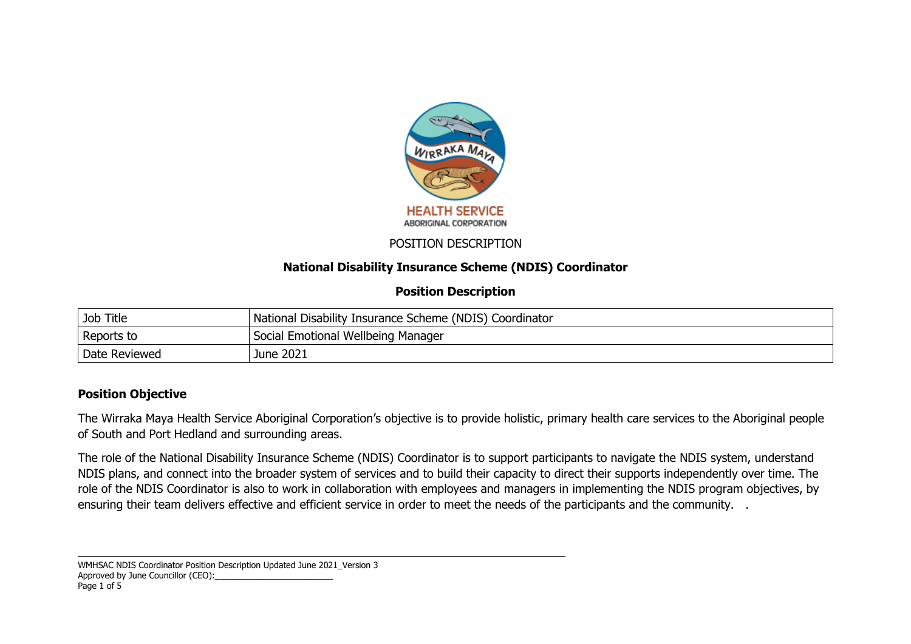POSITION DESCRIPTION

# National Disability Insurance Scheme (NDIS) Coordinator

## Position Description

| Job Title | National Disability Insurance Scheme (NDIS) Coordinator |
|---|---|
| Reports to | Social Emotional Wellbeing Manager |
| Date Reviewed | June 2021 |

## Position Objective

The Wirraka Maya Health Service Aboriginal Corporation's objective is to provide holistic, primary health care services to the Aboriginal people of South and Port Hedland and surrounding areas.

The role of the National Disability Insurance Scheme (NDIS) Coordinator is to support participants to navigate the NDIS system, understand NDIS plans, and connect into the broader system of services and to build their capacity to direct their supports independently over time. The role of the NDIS Coordinator is also to work in collaboration with employees and managers in implementing the NDIS program objectives, by ensuring their team delivers effective and efficient service in order to meet the needs of the participants and the community. .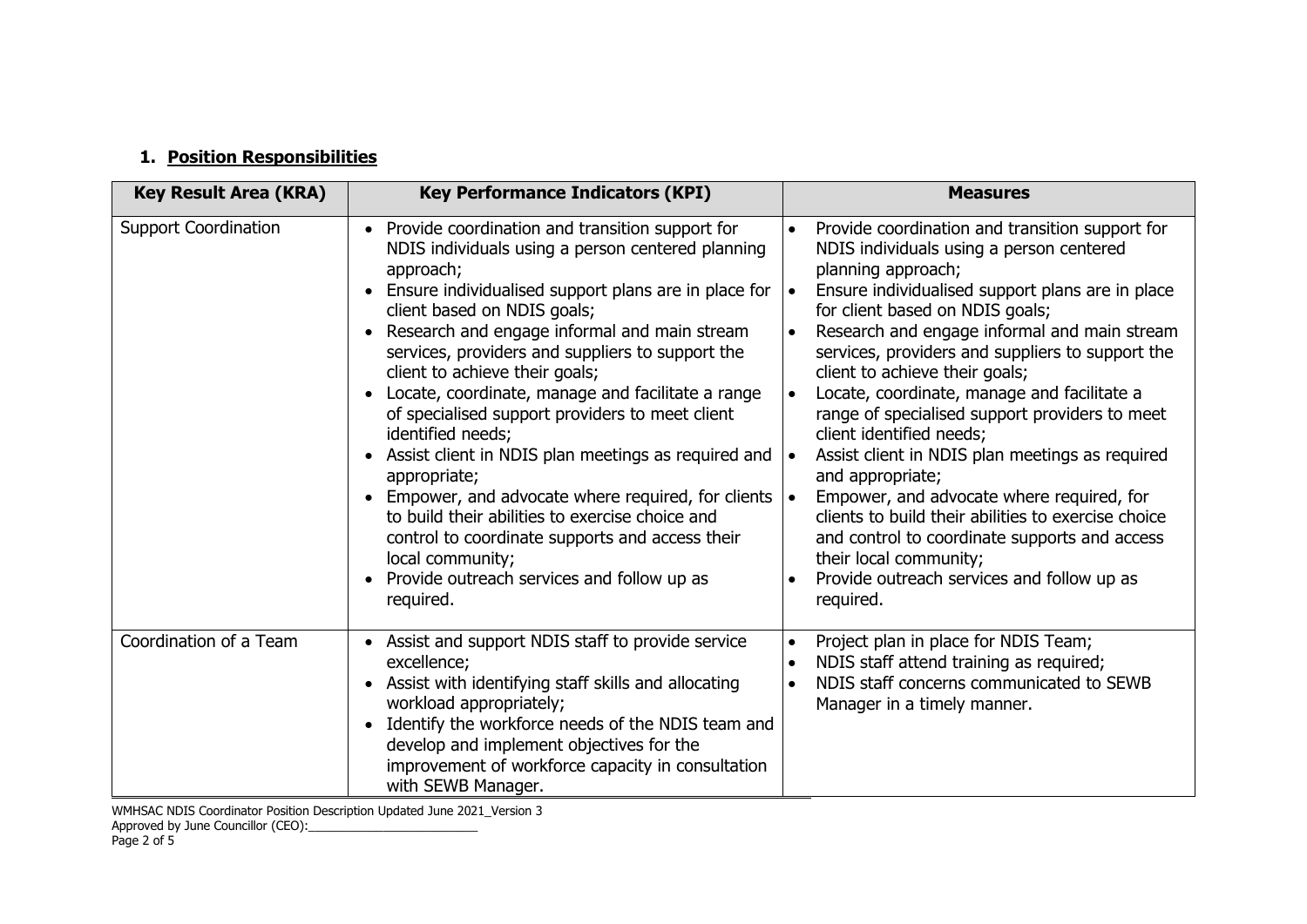## 1. **Position Responsibilities**

| Key Result Area (KRA) | Key Performance Indicators (KPI) | Measures |
|---|---|---|
| Support Coordination | • Provide coordination and transition support for NDIS individuals using a person centered planning approach;<br>• Ensure individualised support plans are in place for client based on NDIS goals;<br>• Research and engage informal and main stream services, providers and suppliers to support the client to achieve their goals;<br>• Locate, coordinate, manage and facilitate a range of specialised support providers to meet client identified needs;<br>• Assist client in NDIS plan meetings as required and appropriate;<br>• Empower, and advocate where required, for clients to build their abilities to exercise choice and control to coordinate supports and access their local community;<br>• Provide outreach services and follow up as required. | • Provide coordination and transition support for NDIS individuals using a person centered planning approach;<br>• Ensure individualised support plans are in place for client based on NDIS goals;<br>• Research and engage informal and main stream services, providers and suppliers to support the client to achieve their goals;<br>• Locate, coordinate, manage and facilitate a range of specialised support providers to meet client identified needs;<br>• Assist client in NDIS plan meetings as required and appropriate;<br>• Empower, and advocate where required, for clients to build their abilities to exercise choice and control to coordinate supports and access their local community;<br>• Provide outreach services and follow up as required. |
| Coordination of a Team | • Assist and support NDIS staff to provide service excellence;<br>• Assist with identifying staff skills and allocating workload appropriately;<br>• Identify the workforce needs of the NDIS team and develop and implement objectives for the improvement of workforce capacity in consultation with SEWB Manager. | • Project plan in place for NDIS Team;<br>• NDIS staff attend training as required;<br>• NDIS staff concerns communicated to SEWB Manager in a timely manner. |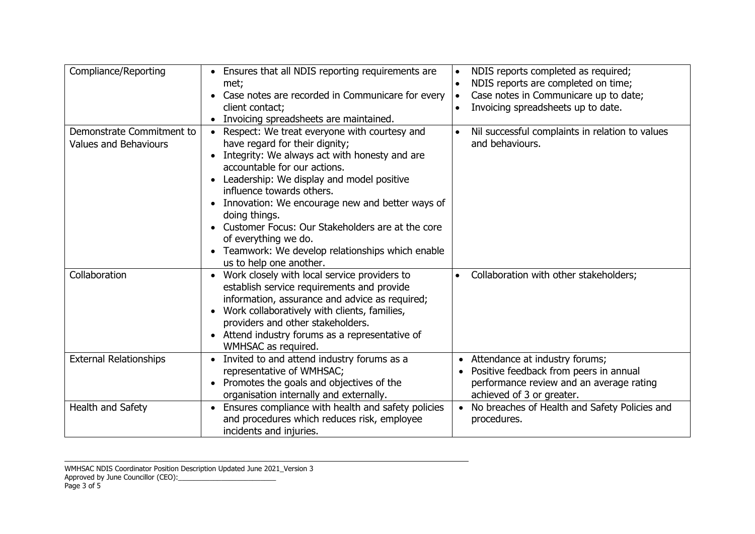| | | |
|---|---|---|
| Compliance/Reporting | • Ensures that all NDIS reporting requirements are met;<br>• Case notes are recorded in Communicare for every client contact;<br>• Invoicing spreadsheets are maintained. | • NDIS reports completed as required;<br>• NDIS reports are completed on time;<br>• Case notes in Communicare up to date;<br>• Invoicing spreadsheets up to date. |
| Demonstrate Commitment to Values and Behaviours | • Respect: We treat everyone with courtesy and have regard for their dignity;<br>• Integrity: We always act with honesty and are accountable for our actions.<br>• Leadership: We display and model positive influence towards others.<br>• Innovation: We encourage new and better ways of doing things.<br>• Customer Focus: Our Stakeholders are at the core of everything we do.<br>• Teamwork: We develop relationships which enable us to help one another. | • Nil successful complaints in relation to values and behaviours. |
| Collaboration | • Work closely with local service providers to establish service requirements and provide information, assurance and advice as required;<br>• Work collaboratively with clients, families, providers and other stakeholders.<br>• Attend industry forums as a representative of WMHSAC as required. | • Collaboration with other stakeholders; |
| External Relationships | • Invited to and attend industry forums as a representative of WMHSAC;<br>• Promotes the goals and objectives of the organisation internally and externally. | • Attendance at industry forums;<br>• Positive feedback from peers in annual performance review and an average rating achieved of 3 or greater. |
| Health and Safety | • Ensures compliance with health and safety policies and procedures which reduces risk, employee incidents and injuries. | • No breaches of Health and Safety Policies and procedures. |

WMHSAC NDIS Coordinator Position Description Updated June 2021_Version 3
Approved by June Councillor (CEO):________________________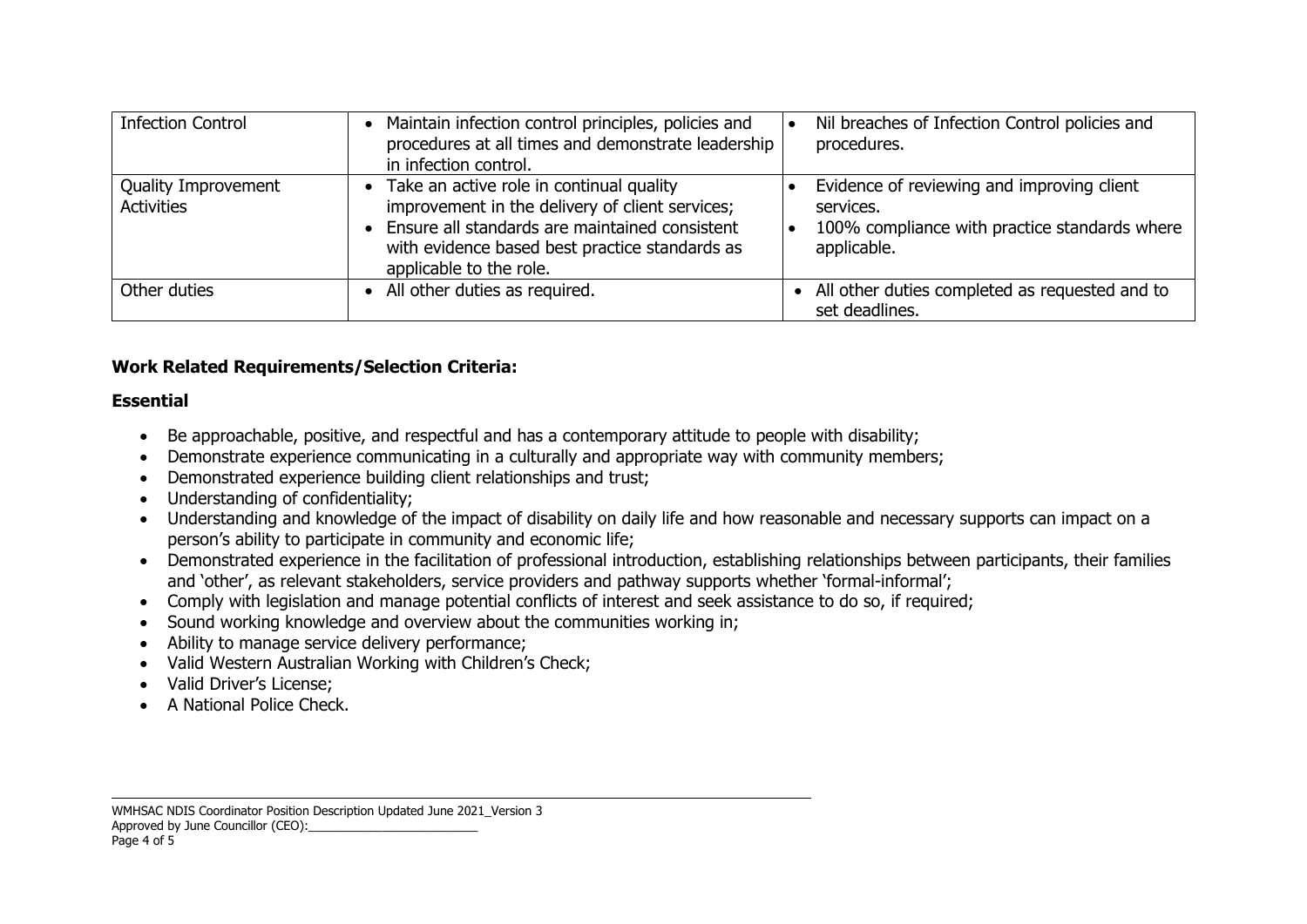| Infection Control | • Maintain infection control principles, policies and procedures at all times and demonstrate leadership in infection control. | • Nil breaches of Infection Control policies and procedures. |
|---|---|---|
| Quality Improvement Activities | • Take an active role in continual quality improvement in the delivery of client services;<br>• Ensure all standards are maintained consistent with evidence based best practice standards as applicable to the role. | • Evidence of reviewing and improving client services.<br>• 100% compliance with practice standards where applicable. |
| Other duties | • All other duties as required. | • All other duties completed as requested and to set deadlines. |

**Work Related Requirements/Selection Criteria:**

**Essential**

- Be approachable, positive, and respectful and has a contemporary attitude to people with disability;
- Demonstrate experience communicating in a culturally and appropriate way with community members;
- Demonstrated experience building client relationships and trust;
- Understanding of confidentiality;
- Understanding and knowledge of the impact of disability on daily life and how reasonable and necessary supports can impact on a person's ability to participate in community and economic life;
- Demonstrated experience in the facilitation of professional introduction, establishing relationships between participants, their families and 'other', as relevant stakeholders, service providers and pathway supports whether 'formal-informal';
- Comply with legislation and manage potential conflicts of interest and seek assistance to do so, if required;
- Sound working knowledge and overview about the communities working in;
- Ability to manage service delivery performance;
- Valid Western Australian Working with Children's Check;
- Valid Driver's License;
- A National Police Check.

WMHSAC NDIS Coordinator Position Description Updated June 2021_Version 3
Approved by June Councillor (CEO):_________________________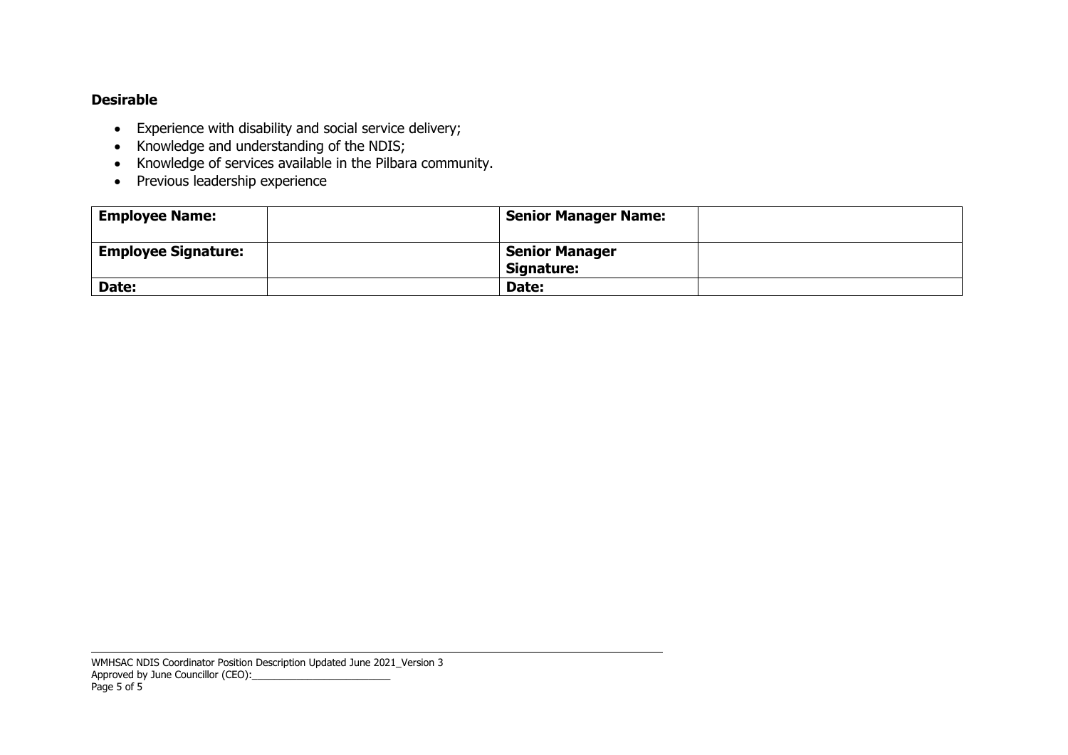**Desirable**

- Experience with disability and social service delivery;
- Knowledge and understanding of the NDIS;
- Knowledge of services available in the Pilbara community.
- Previous leadership experience

| | | | |
|---|---|---|---|
| **Employee Name:** | | **Senior Manager Name:** | |
| **Employee Signature:** | | **Senior Manager Signature:** | |
| **Date:** | | **Date:** | |